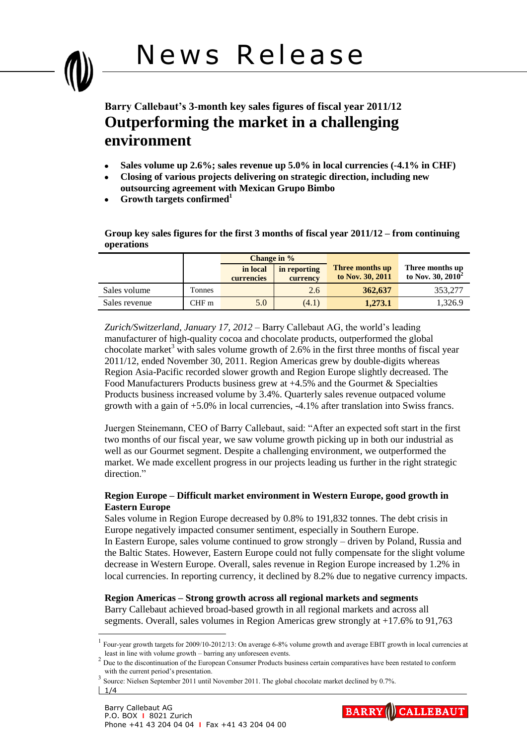# News Release

## Barry Callebaut's 3-month key sales figures of fiscal year 2011/12

# Outperforming the market in a challenging environment

- **Sales volume up 2.6%; sales revenue up 5.0% in local currencies (-4.1% in CHF)**
- **Closing of various projects delivering on strategic direction, including new outsourcing agreement with Mexican Grupo Bimbo**
- **Growth targets confirmed[1]**

**Group key sales figures for the first 3 months of fiscal year 2011/12 – from continuing operations**

| | | Change in % | | Three months up to Nov. 30, 2011 | Three months up to Nov. 30, 2010[2] |
|---|---|---|---|---|---|
| | | in local currencies | in reporting currency | | |
| Sales volume | Tonnes | | 2.6 | **362,637** | 353,277 |
| Sales revenue | CHF m | 5.0 | (4.1) | **1,273.1** | 1,326.9 |

*Zurich/Switzerland, January 17, 2012* – Barry Callebaut AG, the world's leading manufacturer of high-quality cocoa and chocolate products, outperformed the global chocolate market[3] with sales volume growth of 2.6% in the first three months of fiscal year 2011/12, ended November 30, 2011. Region Americas grew by double-digits whereas Region Asia-Pacific recorded slower growth and Region Europe slightly decreased. The Food Manufacturers Products business grew at +4.5% and the Gourmet & Specialties Products business increased volume by 3.4%. Quarterly sales revenue outpaced volume growth with a gain of +5.0% in local currencies, -4.1% after translation into Swiss francs.

Juergen Steinemann, CEO of Barry Callebaut, said: "After an expected soft start in the first two months of our fiscal year, we saw volume growth picking up in both our industrial as well as our Gourmet segment. Despite a challenging environment, we outperformed the market. We made excellent progress in our projects leading us further in the right strategic direction."

### Region Europe – Difficult market environment in Western Europe, good growth in Eastern Europe

Sales volume in Region Europe decreased by 0.8% to 191,832 tonnes. The debt crisis in Europe negatively impacted consumer sentiment, especially in Southern Europe. In Eastern Europe, sales volume continued to grow strongly – driven by Poland, Russia and the Baltic States. However, Eastern Europe could not fully compensate for the slight volume decrease in Western Europe. Overall, sales revenue in Region Europe increased by 1.2% in local currencies. In reporting currency, it declined by 8.2% due to negative currency impacts.

### Region Americas – Strong growth across all regional markets and segments

Barry Callebaut achieved broad-based growth in all regional markets and across all segments. Overall, sales volumes in Region Americas grew strongly at +17.6% to 91,763

[1] Four-year growth targets for 2009/10-2012/13: On average 6-8% volume growth and average EBIT growth in local currencies at least in line with volume growth – barring any unforeseen events.

[2] Due to the discontinuation of the European Consumer Products business certain comparatives have been restated to conform with the current period's presentation.

[3] Source: Nielsen September 2011 until November 2011. The global chocolate market declined by 0.7%.

Barry Callebaut AG
P.O. BOX | 8021 Zurich
Phone +41 43 204 04 04 | Fax +41 43 204 04 00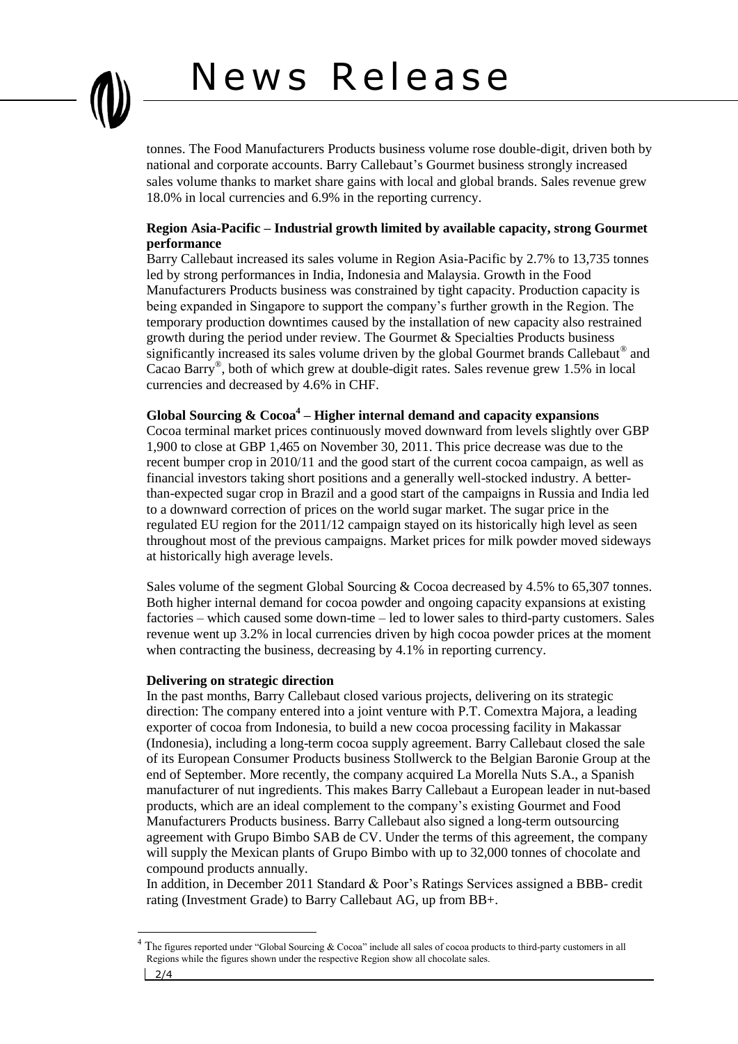tonnes. The Food Manufacturers Products business volume rose double-digit, driven both by national and corporate accounts. Barry Callebaut's Gourmet business strongly increased sales volume thanks to market share gains with local and global brands. Sales revenue grew 18.0% in local currencies and 6.9% in the reporting currency.

**Region Asia-Pacific – Industrial growth limited by available capacity, strong Gourmet performance**

Barry Callebaut increased its sales volume in Region Asia-Pacific by 2.7% to 13,735 tonnes led by strong performances in India, Indonesia and Malaysia. Growth in the Food Manufacturers Products business was constrained by tight capacity. Production capacity is being expanded in Singapore to support the company's further growth in the Region. The temporary production downtimes caused by the installation of new capacity also restrained growth during the period under review. The Gourmet & Specialties Products business significantly increased its sales volume driven by the global Gourmet brands Callebaut® and Cacao Barry®, both of which grew at double-digit rates. Sales revenue grew 1.5% in local currencies and decreased by 4.6% in CHF.

**Global Sourcing & Cocoa[4] – Higher internal demand and capacity expansions**

Cocoa terminal market prices continuously moved downward from levels slightly over GBP 1,900 to close at GBP 1,465 on November 30, 2011. This price decrease was due to the recent bumper crop in 2010/11 and the good start of the current cocoa campaign, as well as financial investors taking short positions and a generally well-stocked industry. A better-than-expected sugar crop in Brazil and a good start of the campaigns in Russia and India led to a downward correction of prices on the world sugar market. The sugar price in the regulated EU region for the 2011/12 campaign stayed on its historically high level as seen throughout most of the previous campaigns. Market prices for milk powder moved sideways at historically high average levels.

Sales volume of the segment Global Sourcing & Cocoa decreased by 4.5% to 65,307 tonnes. Both higher internal demand for cocoa powder and ongoing capacity expansions at existing factories – which caused some down-time – led to lower sales to third-party customers. Sales revenue went up 3.2% in local currencies driven by high cocoa powder prices at the moment when contracting the business, decreasing by 4.1% in reporting currency.

**Delivering on strategic direction**

In the past months, Barry Callebaut closed various projects, delivering on its strategic direction: The company entered into a joint venture with P.T. Comextra Majora, a leading exporter of cocoa from Indonesia, to build a new cocoa processing facility in Makassar (Indonesia), including a long-term cocoa supply agreement. Barry Callebaut closed the sale of its European Consumer Products business Stollwerck to the Belgian Baronie Group at the end of September. More recently, the company acquired La Morella Nuts S.A., a Spanish manufacturer of nut ingredients. This makes Barry Callebaut a European leader in nut-based products, which are an ideal complement to the company's existing Gourmet and Food Manufacturers Products business. Barry Callebaut also signed a long-term outsourcing agreement with Grupo Bimbo SAB de CV. Under the terms of this agreement, the company will supply the Mexican plants of Grupo Bimbo with up to 32,000 tonnes of chocolate and compound products annually.

In addition, in December 2011 Standard & Poor's Ratings Services assigned a BBB- credit rating (Investment Grade) to Barry Callebaut AG, up from BB+.

---

[4] The figures reported under "Global Sourcing & Cocoa" include all sales of cocoa products to third-party customers in all Regions while the figures shown under the respective Region show all chocolate sales.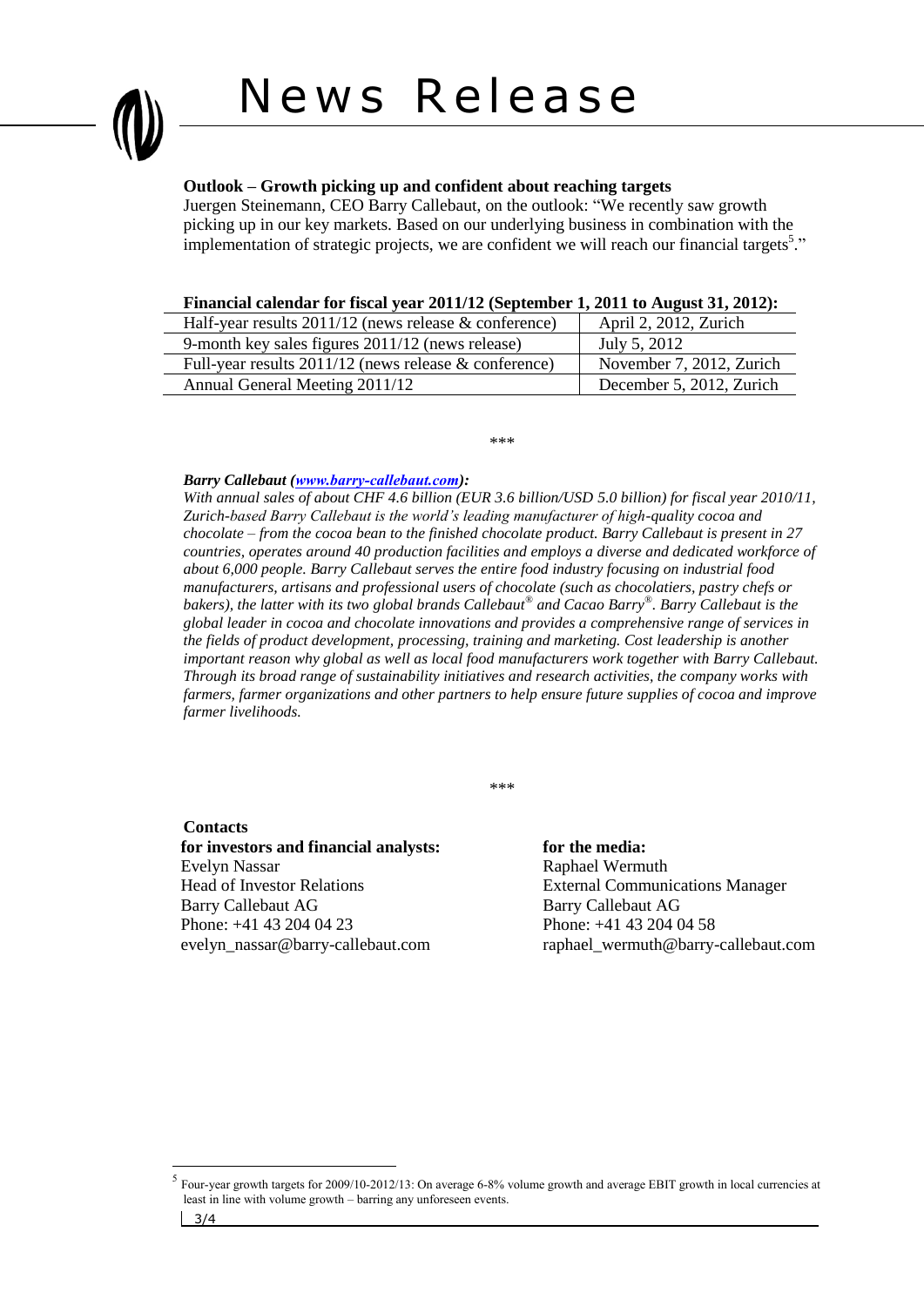**Outlook – Growth picking up and confident about reaching targets**

Juergen Steinemann, CEO Barry Callebaut, on the outlook: "We recently saw growth picking up in our key markets. Based on our underlying business in combination with the implementation of strategic projects, we are confident we will reach our financial targets[5]."

**Financial calendar for fiscal year 2011/12 (September 1, 2011 to August 31, 2012):**

| | |
|---|---|
| Half-year results 2011/12 (news release & conference) | April 2, 2012, Zurich |
| 9-month key sales figures 2011/12 (news release) | July 5, 2012 |
| Full-year results 2011/12 (news release & conference) | November 7, 2012, Zurich |
| Annual General Meeting 2011/12 | December 5, 2012, Zurich |

\*\*\*

***Barry Callebaut (www.barry-callebaut.com):***

*With annual sales of about CHF 4.6 billion (EUR 3.6 billion/USD 5.0 billion) for fiscal year 2010/11, Zurich-based Barry Callebaut is the world's leading manufacturer of high-quality cocoa and chocolate – from the cocoa bean to the finished chocolate product. Barry Callebaut is present in 27 countries, operates around 40 production facilities and employs a diverse and dedicated workforce of about 6,000 people. Barry Callebaut serves the entire food industry focusing on industrial food manufacturers, artisans and professional users of chocolate (such as chocolatiers, pastry chefs or bakers), the latter with its two global brands Callebaut® and Cacao Barry®. Barry Callebaut is the global leader in cocoa and chocolate innovations and provides a comprehensive range of services in the fields of product development, processing, training and marketing. Cost leadership is another important reason why global as well as local food manufacturers work together with Barry Callebaut. Through its broad range of sustainability initiatives and research activities, the company works with farmers, farmer organizations and other partners to help ensure future supplies of cocoa and improve farmer livelihoods.*

\*\*\*

**Contacts**

**for investors and financial analysts:**
Evelyn Nassar
Head of Investor Relations
Barry Callebaut AG
Phone: +41 43 204 04 23
evelyn_nassar@barry-callebaut.com

**for the media:**
Raphael Wermuth
External Communications Manager
Barry Callebaut AG
Phone: +41 43 204 04 58
raphael_wermuth@barry-callebaut.com

[5] Four-year growth targets for 2009/10-2012/13: On average 6-8% volume growth and average EBIT growth in local currencies at least in line with volume growth – barring any unforeseen events.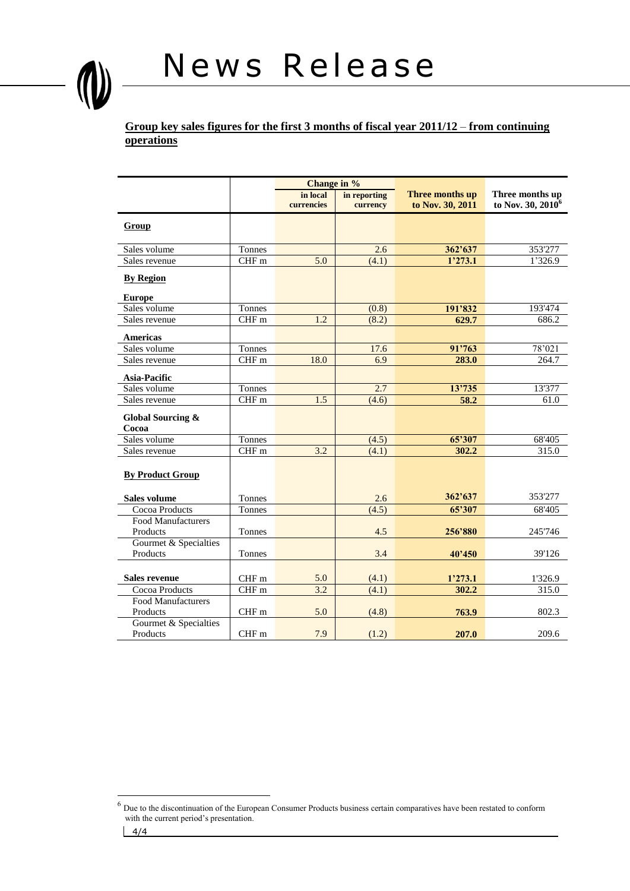# News Release

**Group key sales figures for the first 3 months of fiscal year 2011/12 – from continuing operations**

| | | Change in % | | Three months up to Nov. 30, 2011 | Three months up to Nov. 30, 2010[6] |
|---|---|---|---|---|---|
| | | in local currencies | in reporting currency | | |
| **Group** | | | | | |
| Sales volume | Tonnes | | 2.6 | **362'637** | 353'277 |
| Sales revenue | CHF m | 5.0 | (4.1) | **1'273.1** | 1'326.9 |
| **By Region** | | | | | |
| **Europe** | | | | | |
| Sales volume | Tonnes | | (0.8) | **191'832** | 193'474 |
| Sales revenue | CHF m | 1.2 | (8.2) | **629.7** | 686.2 |
| **Americas** | | | | | |
| Sales volume | Tonnes | | 17.6 | **91'763** | 78'021 |
| Sales revenue | CHF m | 18.0 | 6.9 | **283.0** | 264.7 |
| **Asia-Pacific** | | | | | |
| Sales volume | Tonnes | | 2.7 | **13'735** | 13'377 |
| Sales revenue | CHF m | 1.5 | (4.6) | **58.2** | 61.0 |
| **Global Sourcing & Cocoa** | | | | | |
| Sales volume | Tonnes | | (4.5) | **65'307** | 68'405 |
| Sales revenue | CHF m | 3.2 | (4.1) | **302.2** | 315.0 |
| **By Product Group** | | | | | |
| **Sales volume** | Tonnes | | 2.6 | **362'637** | 353'277 |
| Cocoa Products | Tonnes | | (4.5) | **65'307** | 68'405 |
| Food Manufacturers Products | Tonnes | | 4.5 | **256'880** | 245'746 |
| Gourmet & Specialties Products | Tonnes | | 3.4 | **40'450** | 39'126 |
| **Sales revenue** | CHF m | 5.0 | (4.1) | **1'273.1** | 1'326.9 |
| Cocoa Products | CHF m | 3.2 | (4.1) | **302.2** | 315.0 |
| Food Manufacturers Products | CHF m | 5.0 | (4.8) | **763.9** | 802.3 |
| Gourmet & Specialties Products | CHF m | 7.9 | (1.2) | **207.0** | 209.6 |

[6] Due to the discontinuation of the European Consumer Products business certain comparatives have been restated to conform with the current period's presentation.